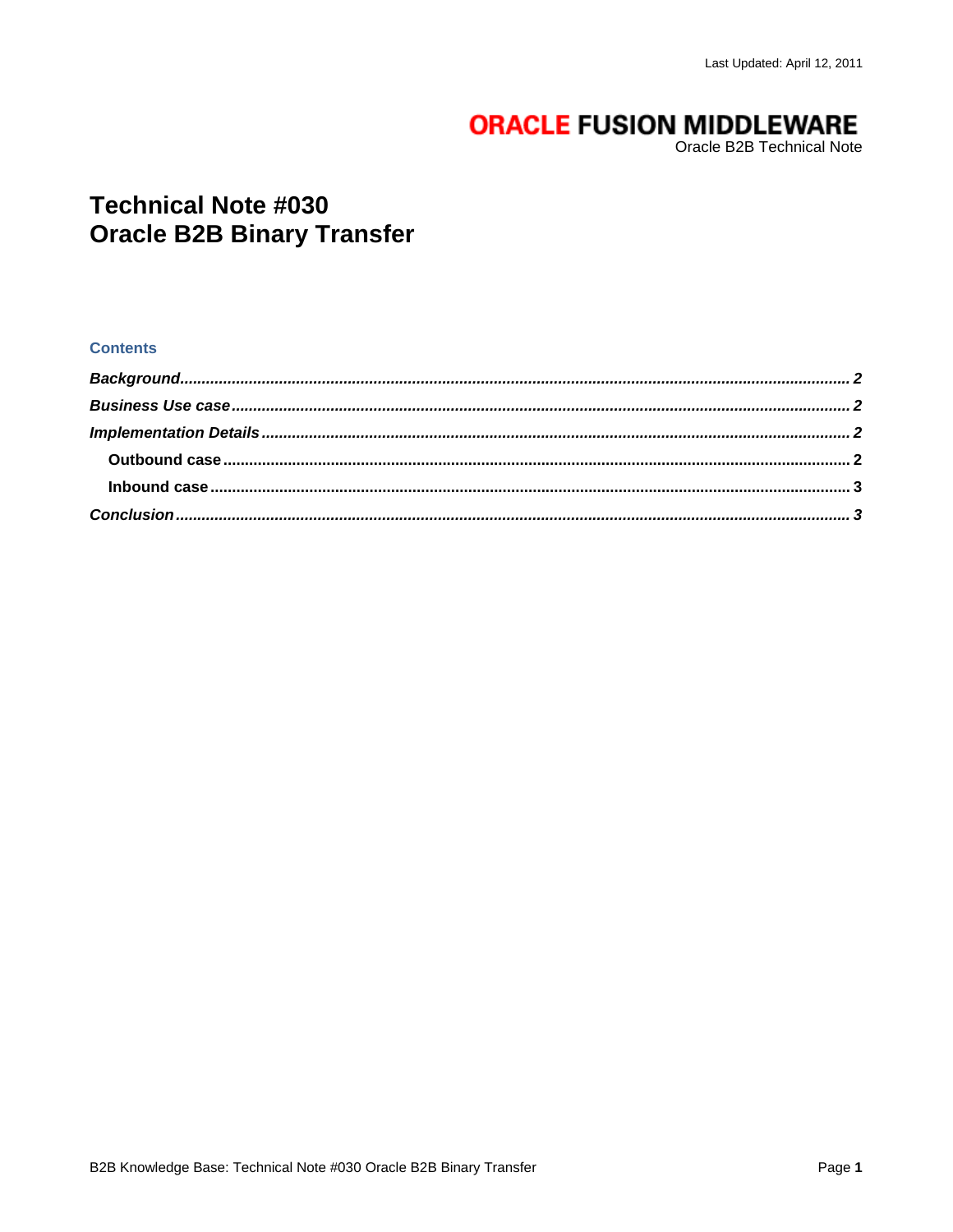Last Updated: April 12, 2011

**ORACLE FUSION MIDDLEWARE**
Oracle B2B Technical Note

# Technical Note #030
# Oracle B2B Binary Transfer

## Contents

*Background* ........ *2*

*Business Use case* ........ *2*

*Implementation Details* ........ *2*

- Outbound case ........ 2
- Inbound case ........ 3

*Conclusion* ........ *3*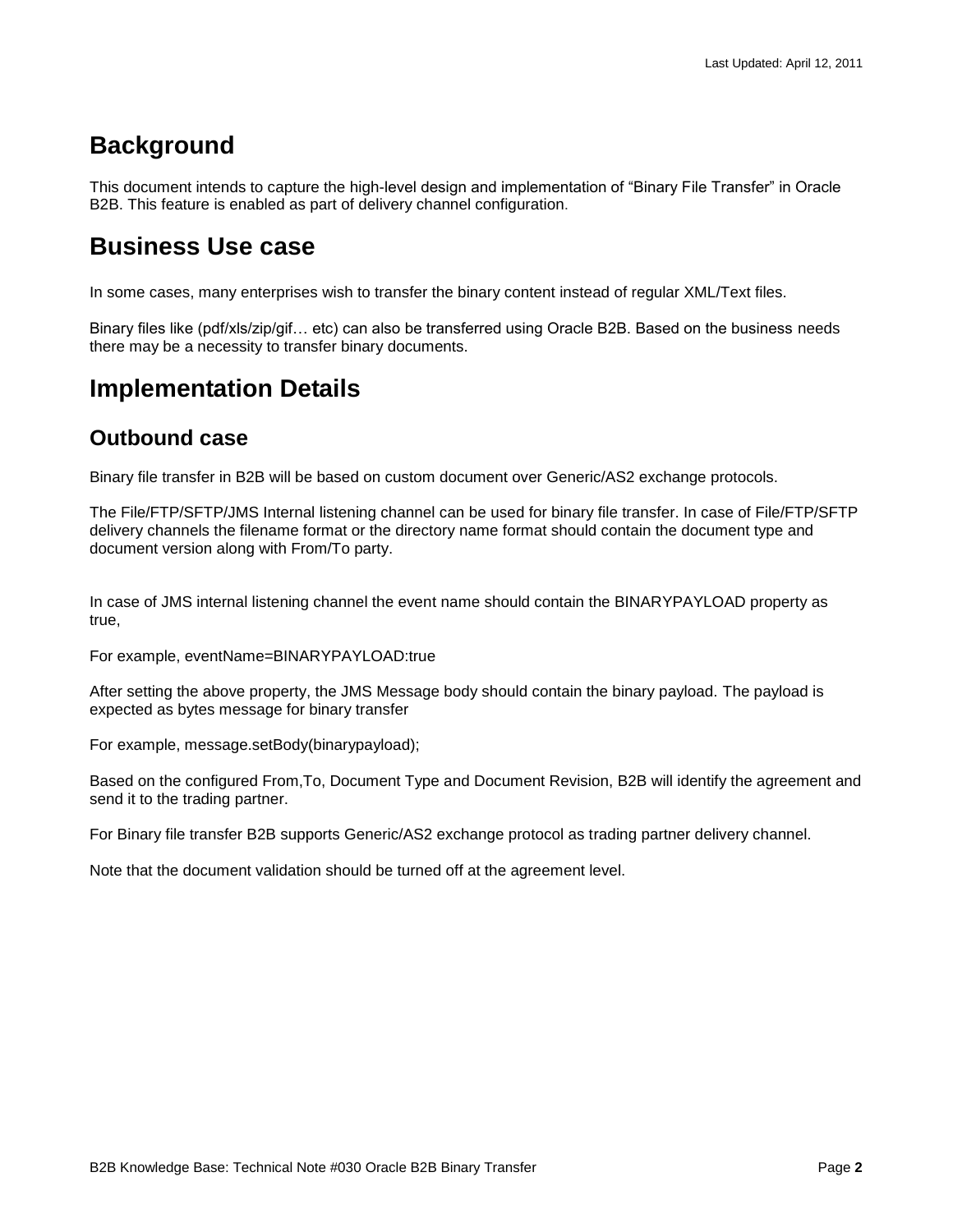# Background

This document intends to capture the high-level design and implementation of "Binary File Transfer" in Oracle B2B. This feature is enabled as part of delivery channel configuration.

# Business Use case

In some cases, many enterprises wish to transfer the binary content instead of regular XML/Text files.

Binary files like (pdf/xls/zip/gif… etc) can also be transferred using Oracle B2B. Based on the business needs there may be a necessity to transfer binary documents.

# Implementation Details

## Outbound case

Binary file transfer in B2B will be based on custom document over Generic/AS2 exchange protocols.

The File/FTP/SFTP/JMS Internal listening channel can be used for binary file transfer. In case of File/FTP/SFTP delivery channels the filename format or the directory name format should contain the document type and document version along with From/To party.

In case of JMS internal listening channel the event name should contain the BINARYPAYLOAD property as true,

For example, eventName=BINARYPAYLOAD:true

After setting the above property, the JMS Message body should contain the binary payload. The payload is expected as bytes message for binary transfer

For example, message.setBody(binarypayload);

Based on the configured From,To, Document Type and Document Revision, B2B will identify the agreement and send it to the trading partner.

For Binary file transfer B2B supports Generic/AS2 exchange protocol as trading partner delivery channel.

Note that the document validation should be turned off at the agreement level.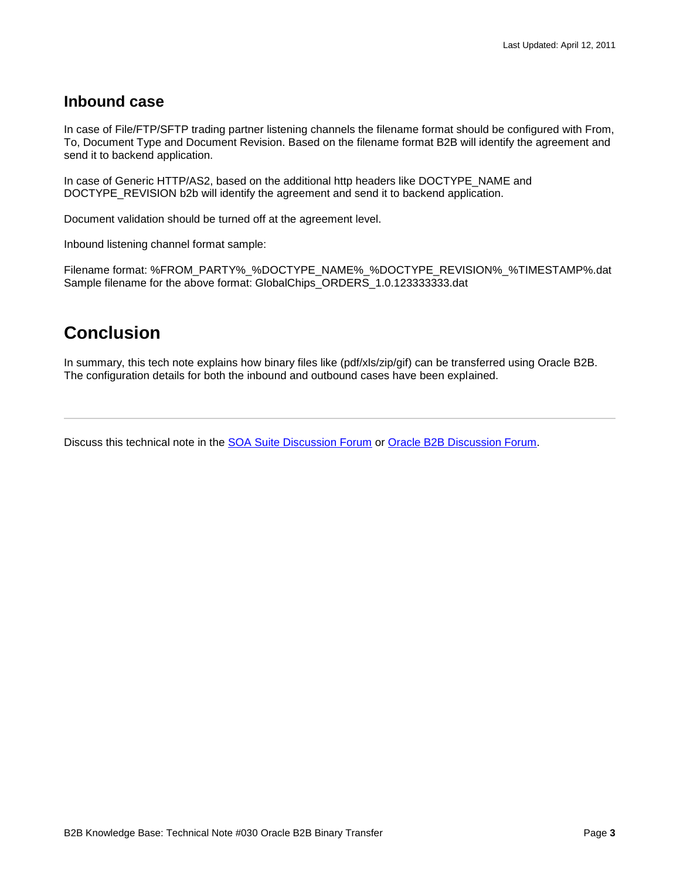## Inbound case

In case of File/FTP/SFTP trading partner listening channels the filename format should be configured with From, To, Document Type and Document Revision. Based on the filename format B2B will identify the agreement and send it to backend application.

In case of Generic HTTP/AS2, based on the additional http headers like DOCTYPE_NAME and DOCTYPE_REVISION b2b will identify the agreement and send it to backend application.

Document validation should be turned off at the agreement level.

Inbound listening channel format sample:

Filename format: %FROM_PARTY%_%DOCTYPE_NAME%_%DOCTYPE_REVISION%_%TIMESTAMP%.dat
Sample filename for the above format: GlobalChips_ORDERS_1.0.123333333.dat

# Conclusion

In summary, this tech note explains how binary files like (pdf/xls/zip/gif) can be transferred using Oracle B2B. The configuration details for both the inbound and outbound cases have been explained.

---

Discuss this technical note in the SOA Suite Discussion Forum or Oracle B2B Discussion Forum.